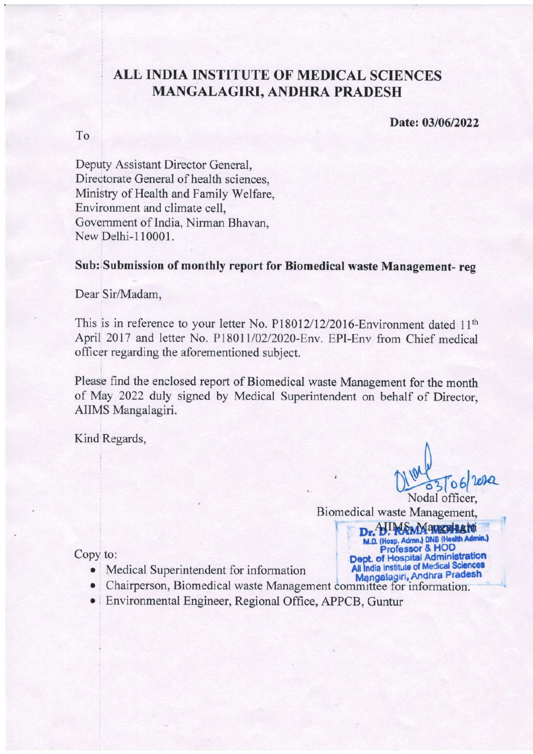# ALL INDIA INSTITUTE OF MEDICAL SCIENCES MANGALAGIRI, ANDHRA PRADESH

**Date: 03/06/2022**

To

Deputy Assistant Director General,
Directorate General of health sciences,
Ministry of Health and Family Welfare,
Environment and climate cell,
Government of India, Nirman Bhavan,
New Delhi-110001.

**Sub: Submission of monthly report for Biomedical waste Management- reg**

Dear Sir/Madam,

This is in reference to your letter No. P18012/12/2016-Environment dated 11th April 2017 and letter No. P18011/02/2020-Env. EPI-Env from Chief medical officer regarding the aforementioned subject.

Please find the enclosed report of Biomedical waste Management for the month of May 2022 duly signed by Medical Superintendent on behalf of Director, AIIMS Mangalagiri.

Kind Regards,

03/06/2022

Nodal officer,
Biomedical waste Management,
AIIMS, Mangalagiri

Dr. D. RAMA MOHAN
M.D. (Hosp. Admn.) DNB (Health Admin.)
Professor & HOD
Dept. of Hospital Administration
All India Institute of Medical Sciences
Mangalagiri, Andhra Pradesh

Copy to:

- Medical Superintendent for information
- Chairperson, Biomedical waste Management committee for information.
- Environmental Engineer, Regional Office, APPCB, Guntur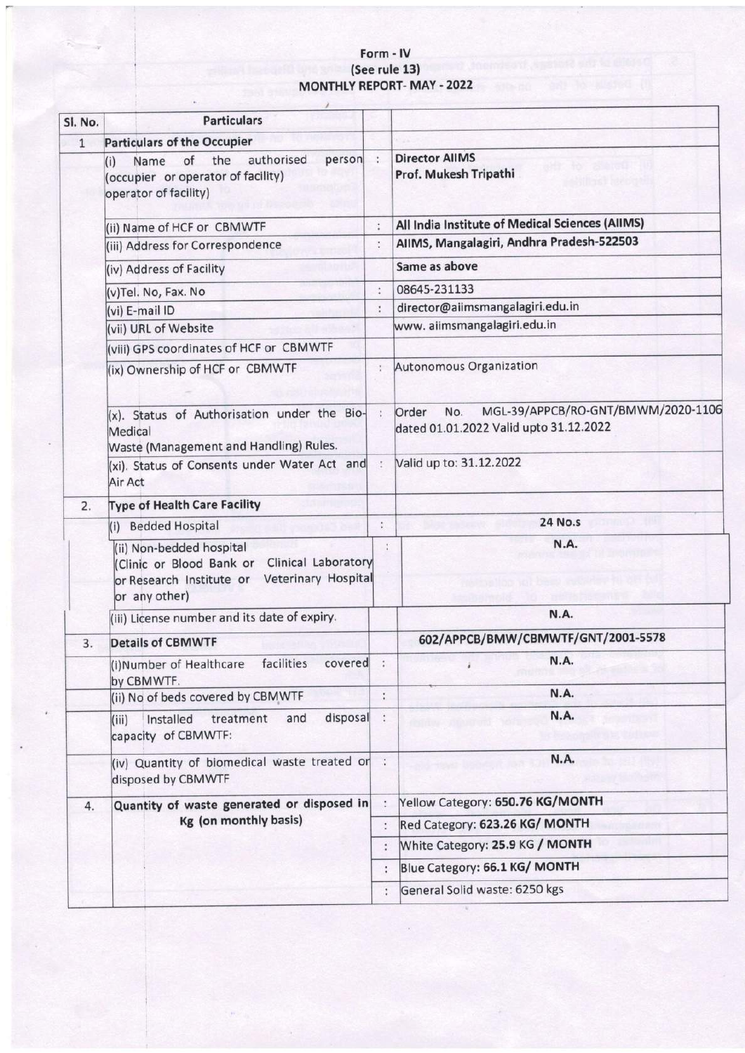# Form - IV
## (See rule 13)
## MONTHLY REPORT- MAY - 2022

| Sl. No. | Particulars | | |
|---|---|---|---|
| 1 | **Particulars of the Occupier** | | |
| | (i) Name of the authorised person (occupier or operator of facility) operator of facility) | : | **Director AIIMS** **Prof. Mukesh Tripathi** |
| | (ii) Name of HCF or CBMWTF | : | **All India Institute of Medical Sciences (AIIMS)** |
| | (iii) Address for Correspondence | : | AIIMS, Mangalagiri, Andhra Pradesh-522503 |
| | (iv) Address of Facility | | Same as above |
| | (v)Tel. No, Fax. No | : | 08645-231133 |
| | (vi) E-mail ID | : | director@aiimsmangalagiri.edu.in |
| | (vii) URL of Website | | www. aiimsmangalagiri.edu.in |
| | (viii) GPS coordinates of HCF or CBMWTF | | |
| | (ix) Ownership of HCF or CBMWTF | : | Autonomous Organization |
| | (x). Status of Authorisation under the Bio-Medical Waste (Management and Handling) Rules. | : | Order No. MGL-39/APPCB/RO-GNT/BMWM/2020-1106 dated 01.01.2022 Valid upto 31.12.2022 |
| | (xi). Status of Consents under Water Act and Air Act | : | Valid up to: 31.12.2022 |
| 2. | **Type of Health Care Facility** | | |
| | (i) Bedded Hospital | : | **24 No.s** |
| | (ii) Non-bedded hospital (Clinic or Blood Bank or Clinical Laboratory or Research Institute or Veterinary Hospital or any other) | : | **N.A.** |
| | (iii) License number and its date of expiry. | | **N.A.** |
| 3. | **Details of CBMWTF** | | **602/APPCB/BMW/CBMWTF/GNT/2001-5578** |
| | (i)Number of Healthcare facilities covered by CBMWTF. | : | **N.A.** |
| | (ii) No of beds covered by CBMWTF | : | **N.A.** |
| | (iii) Installed treatment and disposal capacity of CBMWTF: | : | **N.A.** |
| | (iv) Quantity of biomedical waste treated or disposed by CBMWTF | : | **N.A.** |
| 4. | **Quantity of waste generated or disposed in Kg (on monthly basis)** | : | Yellow Category: **650.76 KG/MONTH** |
| | | : | Red Category: **623.26 KG/ MONTH** |
| | | : | White Category: **25.9 KG / MONTH** |
| | | : | Blue Category: **66.1 KG/ MONTH** |
| | | : | General Solid waste: 6250 kgs |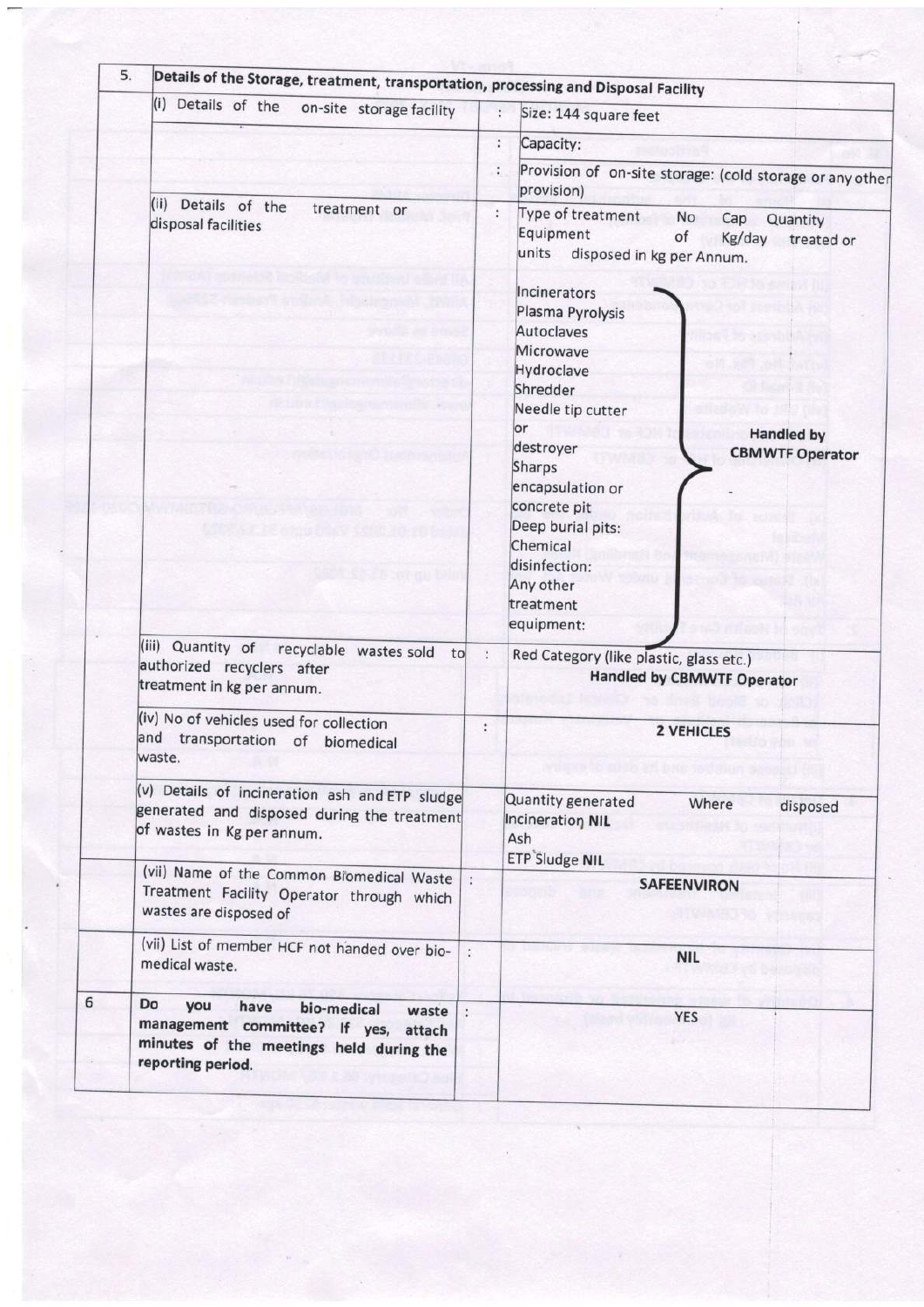| 5. | Details of the Storage, treatment, transportation, processing and Disposal Facility | | |
|---|---|---|---|
| | (i) Details of the on-site storage facility | : | Size: 144 square feet |
| | | : | Capacity: |
| | | : | Provision of on-site storage: (cold storage or any other provision) |
| | (ii) Details of the treatment or disposal facilities | : | Type of treatment Equipment / No of units / Cap Kg/day / Quantity treated or disposed in kg per Annum.<br><br>Incinerators<br>Plasma Pyrolysis<br>Autoclaves<br>Microwave<br>Hydroclave<br>Shredder<br>Needle tip cutter or destroyer<br>Sharps encapsulation or concrete pit<br>Deep burial pits:<br>Chemical disinfection:<br>Any other treatment equipment:<br><br>**Handled by CBMWTF Operator** |
| | (iii) Quantity of recyclable wastes sold to authorized recyclers after treatment in kg per annum. | : | Red Category (like plastic, glass etc.)<br>**Handled by CBMWTF Operator** |
| | (iv) No of vehicles used for collection and transportation of biomedical waste. | : | **2 VEHICLES** |
| | (v) Details of incineration ash and ETP sludge generated and disposed during the treatment of wastes in Kg per annum. | | Quantity generated / Where disposed<br>Incineration Ash **NIL**<br>ETP Sludge **NIL** |
| | (vii) Name of the Common Biomedical Waste Treatment Facility Operator through which wastes are disposed of | : | **SAFEENVIRON** |
| | (vii) List of member HCF not handed over bio-medical waste. | : | **NIL** |
| 6 | **Do you have bio-medical waste management committee? If yes, attach minutes of the meetings held during the reporting period.** | : | **YES** |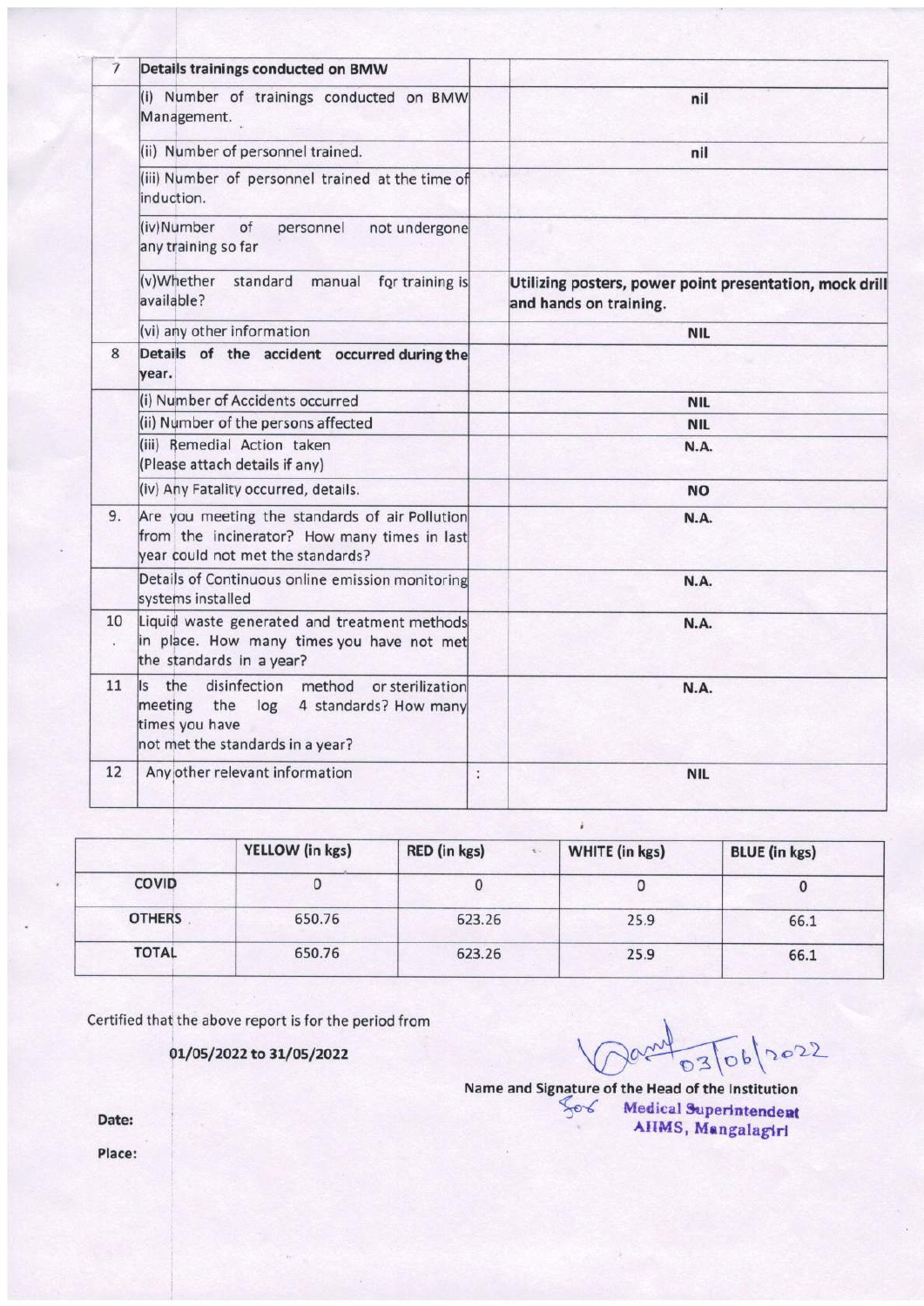| | | | |
|---|---|---|---|
| 7 | **Details trainings conducted on BMW** | | |
| | (i) Number of trainings conducted on BMW Management. | | nil |
| | (ii) Number of personnel trained. | | nil |
| | (iii) Number of personnel trained at the time of induction. | | |
| | (iv)Number of personnel not undergone any training so far | | |
| | (v)Whether standard manual for training is available? | | **Utilizing posters, power point presentation, mock drill and hands on training.** |
| | (vi) any other information | | **NIL** |
| 8 | **Details of the accident occurred during the year.** | | |
| | (i) Number of Accidents occurred | | **NIL** |
| | (ii) Number of the persons affected | | **NIL** |
| | (iii) Remedial Action taken (Please attach details if any) | | **N.A.** |
| | (iv) Any Fatality occurred, details. | | **NO** |
| 9. | Are you meeting the standards of air Pollution from the incinerator? How many times in last year could not met the standards? | | **N.A.** |
| | Details of Continuous online emission monitoring systems installed | | **N.A.** |
| 10. | Liquid waste generated and treatment methods in place. How many times you have not met the standards in a year? | | **N.A.** |
| 11 | Is the disinfection method or sterilization meeting the log 4 standards? How many times you have not met the standards in a year? | | **N.A.** |
| 12 | Any other relevant information | : | **NIL** |

| | YELLOW (in kgs) | RED (in kgs) | WHITE (in kgs) | BLUE (in kgs) |
|---|---|---|---|---|
| COVID | 0 | 0 | 0 | 0 |
| OTHERS | 650.76 | 623.26 | 25.9 | 66.1 |
| TOTAL | 650.76 | 623.26 | 25.9 | 66.1 |

Certified that the above report is for the period from

**01/05/2022 to 31/05/2022**

03/06/2022

Name and Signature of the Head of the Institution

for Medical Superintendent
AIIMS, Mangalagiri

Date:

Place: